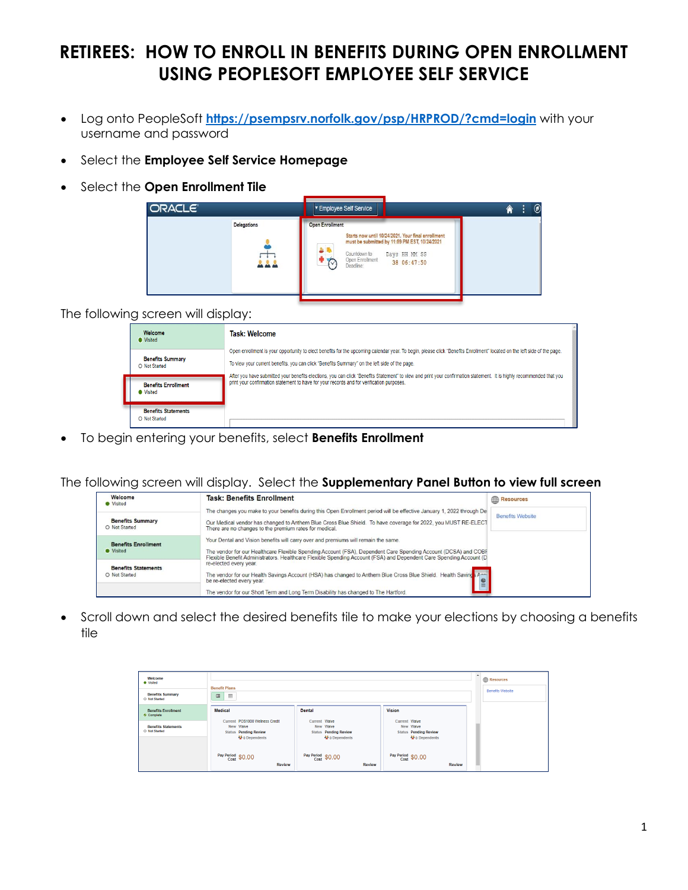# RETIREES: HOW TO ENROLL IN BENEFITS DURING OPEN ENROLLMENT USING PEOPLESOFT EMPLOYEE SELF SERVICE

- Log onto PeopleSoft https://psempsrv.norfolk.gov/psp/HRPROD/?cmd=login with your username and password
- Select the **Employee Self Service Homepage**
- Select the **Open Enrollment Tile**

The following screen will display:

- To begin entering your benefits, select **Benefits Enrollment**

The following screen will display. Select the **Supplementary Panel Button to view full screen**

- Scroll down and select the desired benefits tile to make your elections by choosing a benefits tile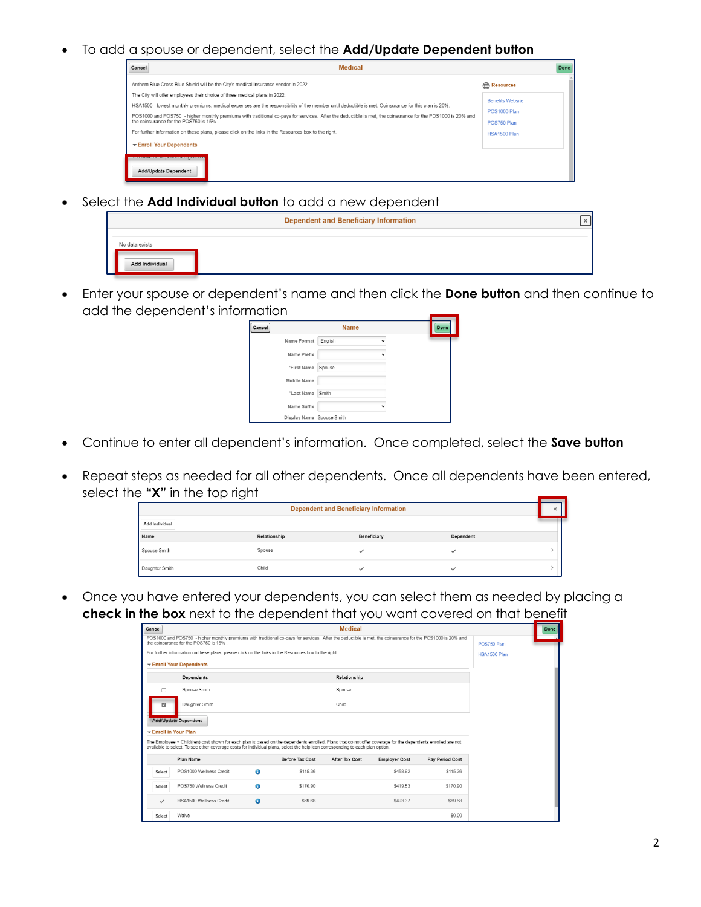- To add a spouse or dependent, select the **Add/Update Dependent button**

- Select the **Add Individual button** to add a new dependent

- Enter your spouse or dependent's name and then click the **Done button** and then continue to add the dependent's information

- Continue to enter all dependent's information. Once completed, select the **Save button**

- Repeat steps as needed for all other dependents. Once all dependents have been entered, select the **"X"** in the top right

- Once you have entered your dependents, you can select them as needed by placing a **check in the box** next to the dependent that you want covered on that benefit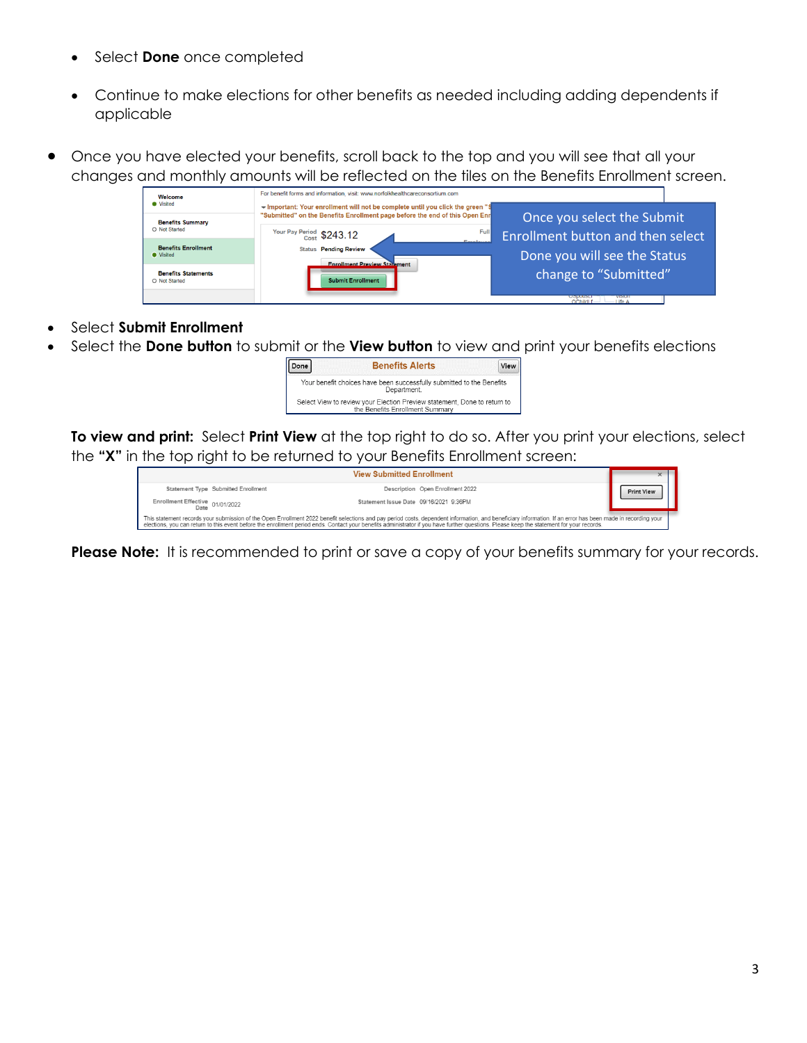- Select **Done** once completed
- Continue to make elections for other benefits as needed including adding dependents if applicable

- Once you have elected your benefits, scroll back to the top and you will see that all your changes and monthly amounts will be reflected on the tiles on the Benefits Enrollment screen.

Once you select the Submit Enrollment button and then select Done you will see the Status change to "Submitted"

- Select **Submit Enrollment**
- Select the **Done button** to submit or the **View button** to view and print your benefits elections

**To view and print:** Select **Print View** at the top right to do so. After you print your elections, select the **"X"** in the top right to be returned to your Benefits Enrollment screen:

**Please Note:** It is recommended to print or save a copy of your benefits summary for your records.